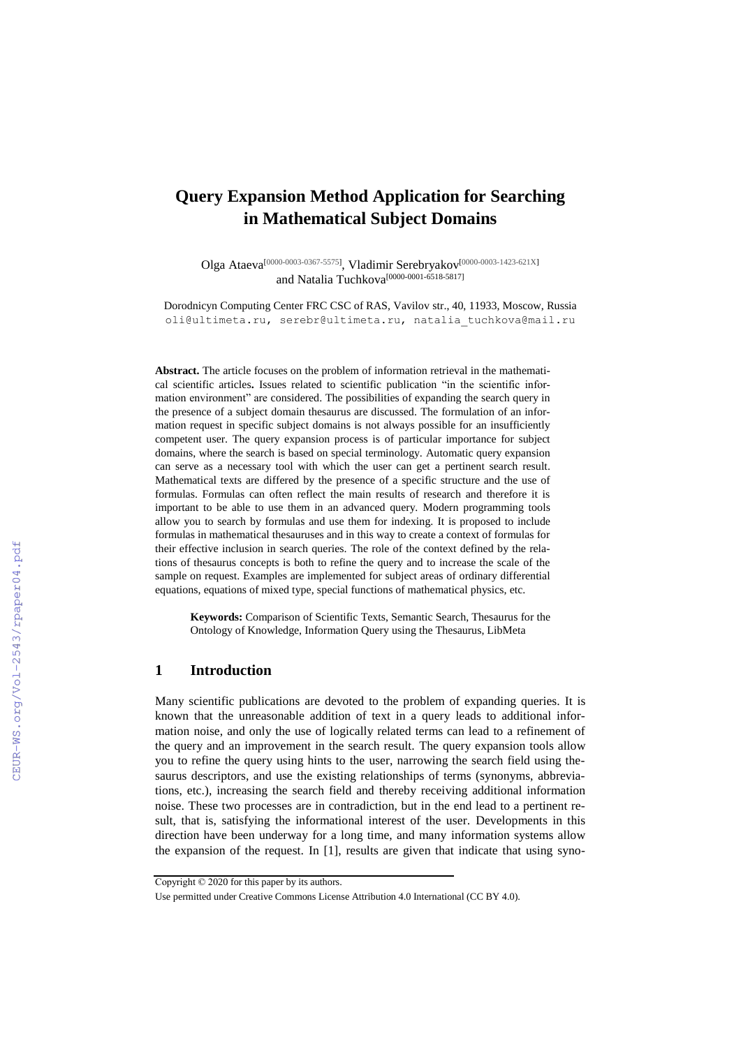# Query Expansion Method Application for Searching in Mathematical Subject Domains

Olga Ataeva[0000-0003-0367-5575], Vladimir Serebryakov[0000-0003-1423-621X] and Natalia Tuchkova[0000-0001-6518-5817]

Dorodnicyn Computing Center FRC CSC of RAS, Vavilov str., 40, 11933, Moscow, Russia
oli@ultimeta.ru, serebr@ultimeta.ru, natalia_tuchkova@mail.ru

**Abstract.** The article focuses on the problem of information retrieval in the mathematical scientific articles**.** Issues related to scientific publication "in the scientific information environment" are considered. The possibilities of expanding the search query in the presence of a subject domain thesaurus are discussed. The formulation of an information request in specific subject domains is not always possible for an insufficiently competent user. The query expansion process is of particular importance for subject domains, where the search is based on special terminology. Automatic query expansion can serve as a necessary tool with which the user can get a pertinent search result. Mathematical texts are differed by the presence of a specific structure and the use of formulas. Formulas can often reflect the main results of research and therefore it is important to be able to use them in an advanced query. Modern programming tools allow you to search by formulas and use them for indexing. It is proposed to include formulas in mathematical thesauruses and in this way to create a context of formulas for their effective inclusion in search queries. The role of the context defined by the relations of thesaurus concepts is both to refine the query and to increase the scale of the sample on request. Examples are implemented for subject areas of ordinary differential equations, equations of mixed type, special functions of mathematical physics, etc.

**Keywords:** Comparison of Scientific Texts, Semantic Search, Thesaurus for the Ontology of Knowledge, Information Query using the Thesaurus, LibMeta

## 1 Introduction

Many scientific publications are devoted to the problem of expanding queries. It is known that the unreasonable addition of text in a query leads to additional information noise, and only the use of logically related terms can lead to a refinement of the query and an improvement in the search result. The query expansion tools allow you to refine the query using hints to the user, narrowing the search field using thesaurus descriptors, and use the existing relationships of terms (synonyms, abbreviations, etc.), increasing the search field and thereby receiving additional information noise. These two processes are in contradiction, but in the end lead to a pertinent result, that is, satisfying the informational interest of the user. Developments in this direction have been underway for a long time, and many information systems allow the expansion of the request. In [1], results are given that indicate that using syno-

Copyright © 2020 for this paper by its authors.
Use permitted under Creative Commons License Attribution 4.0 International (CC BY 4.0).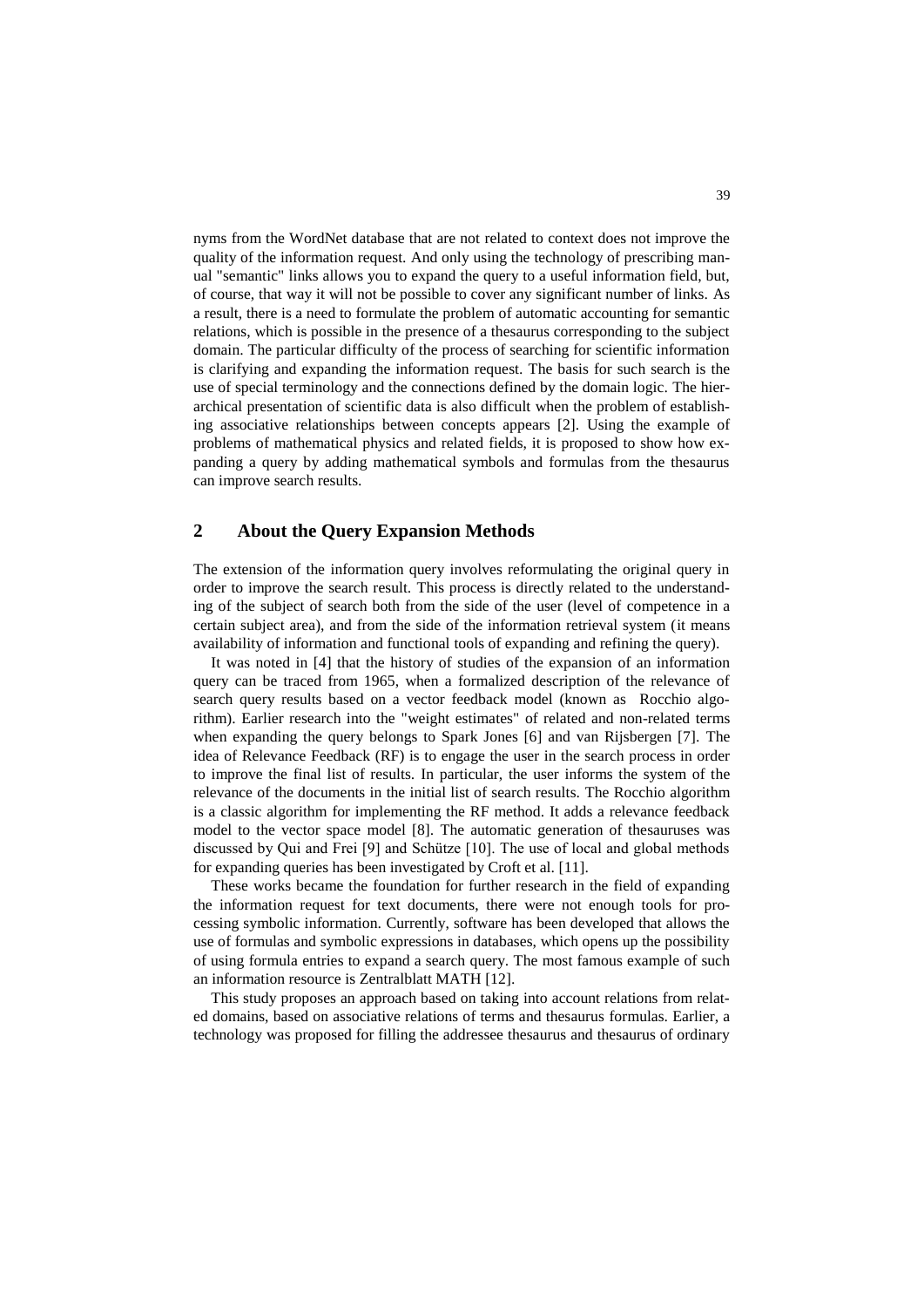nyms from the WordNet database that are not related to context does not improve the quality of the information request. And only using the technology of prescribing manual "semantic" links allows you to expand the query to a useful information field, but, of course, that way it will not be possible to cover any significant number of links. As a result, there is a need to formulate the problem of automatic accounting for semantic relations, which is possible in the presence of a thesaurus corresponding to the subject domain. The particular difficulty of the process of searching for scientific information is clarifying and expanding the information request. The basis for such search is the use of special terminology and the connections defined by the domain logic. The hierarchical presentation of scientific data is also difficult when the problem of establishing associative relationships between concepts appears [2]. Using the example of problems of mathematical physics and related fields, it is proposed to show how expanding a query by adding mathematical symbols and formulas from the thesaurus can improve search results.

## 2 About the Query Expansion Methods

The extension of the information query involves reformulating the original query in order to improve the search result. This process is directly related to the understanding of the subject of search both from the side of the user (level of competence in a certain subject area), and from the side of the information retrieval system (it means availability of information and functional tools of expanding and refining the query).

It was noted in [4] that the history of studies of the expansion of an information query can be traced from 1965, when a formalized description of the relevance of search query results based on a vector feedback model (known as Rocchio algorithm). Earlier research into the "weight estimates" of related and non-related terms when expanding the query belongs to Spark Jones [6] and van Rijsbergen [7]. The idea of Relevance Feedback (RF) is to engage the user in the search process in order to improve the final list of results. In particular, the user informs the system of the relevance of the documents in the initial list of search results. The Rocchio algorithm is a classic algorithm for implementing the RF method. It adds a relevance feedback model to the vector space model [8]. The automatic generation of thesauruses was discussed by Qui and Frei [9] and Schütze [10]. The use of local and global methods for expanding queries has been investigated by Croft et al. [11].

These works became the foundation for further research in the field of expanding the information request for text documents, there were not enough tools for processing symbolic information. Currently, software has been developed that allows the use of formulas and symbolic expressions in databases, which opens up the possibility of using formula entries to expand a search query. The most famous example of such an information resource is Zentralblatt MATH [12].

This study proposes an approach based on taking into account relations from related domains, based on associative relations of terms and thesaurus formulas. Earlier, a technology was proposed for filling the addressee thesaurus and thesaurus of ordinary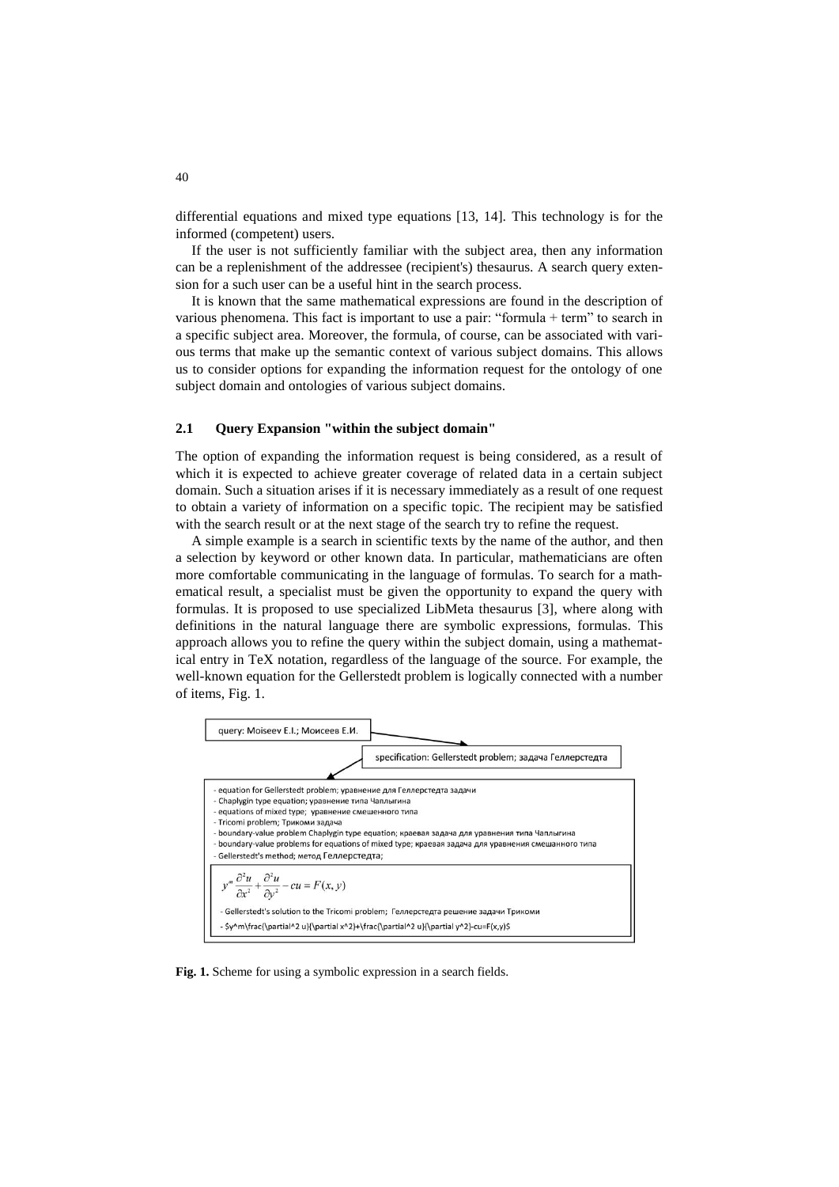differential equations and mixed type equations [13, 14]. This technology is for the informed (competent) users.

If the user is not sufficiently familiar with the subject area, then any information can be a replenishment of the addressee (recipient's) thesaurus. A search query extension for a such user can be a useful hint in the search process.

It is known that the same mathematical expressions are found in the description of various phenomena. This fact is important to use a pair: "formula + term" to search in a specific subject area. Moreover, the formula, of course, can be associated with various terms that make up the semantic context of various subject domains. This allows us to consider options for expanding the information request for the ontology of one subject domain and ontologies of various subject domains.

### 2.1 Query Expansion "within the subject domain"

The option of expanding the information request is being considered, as a result of which it is expected to achieve greater coverage of related data in a certain subject domain. Such a situation arises if it is necessary immediately as a result of one request to obtain a variety of information on a specific topic. The recipient may be satisfied with the search result or at the next stage of the search try to refine the request.

A simple example is a search in scientific texts by the name of the author, and then a selection by keyword or other known data. In particular, mathematicians are often more comfortable communicating in the language of formulas. To search for a mathematical result, a specialist must be given the opportunity to expand the query with formulas. It is proposed to use specialized LibMeta thesaurus [3], where along with definitions in the natural language there are symbolic expressions, formulas. This approach allows you to refine the query within the subject domain, using a mathematical entry in TeX notation, regardless of the language of the source. For example, the well-known equation for the Gellerstedt problem is logically connected with a number of items, Fig. 1.

query: Moiseev E.I.; Моисеев Е.И.

specification: Gellerstedt problem; задача Геллерстедта

- equation for Gellerstedt problem; уравнение для Геллерстедта задачи
- Chaplygin type equation; уравнение типа Чаплыгина
- equations of mixed type; уравнение смешанного типа
- Tricomi problem; Трикоми задача
- boundary-value problem Chaplygin type equation; краевая задача для уравнения типа Чаплыгина
- boundary-value problems for equations of mixed type; краевая задача для уравнения смешанного типа
- Gellerstedt's method; метод Геллерстедта;

$$y^m \frac{\partial^2 u}{\partial x^2} + \frac{\partial^2 u}{\partial y^2} - cu = F(x, y)$$

- Gellerstedt's solution to the Tricomi problem; Геллерстедта решение задачи Трикоми
- \$y^m\frac{\partial^2 u}{\partial x^2}+\frac{\partial^2 u}{\partial y^2}-cu=F(x,y)\$

**Fig. 1.** Scheme for using a symbolic expression in a search fields.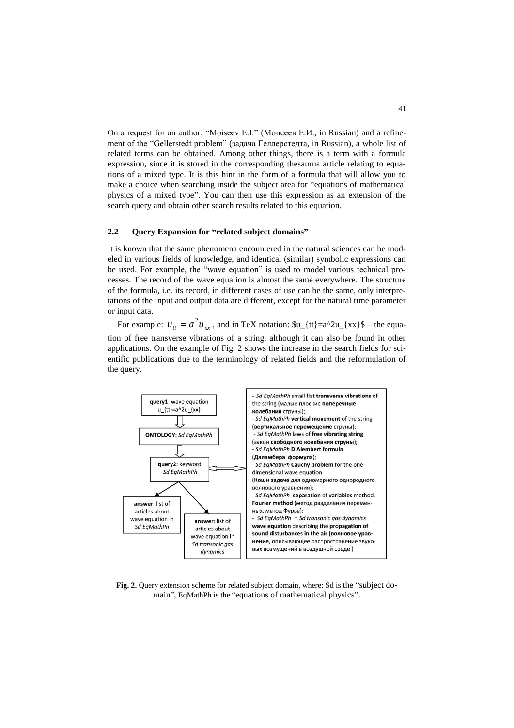On a request for an author: "Moiseev E.I." (Моисеев Е.И., in Russian) and a refinement of the "Gellerstedt problem" (задача Геллерстедта, in Russian), a whole list of related terms can be obtained. Among other things, there is a term with a formula expression, since it is stored in the corresponding thesaurus article relating to equations of a mixed type. It is this hint in the form of a formula that will allow you to make a choice when searching inside the subject area for "equations of mathematical physics of a mixed type". You can then use this expression as an extension of the search query and obtain other search results related to this equation.

### 2.2 Query Expansion for "related subject domains"

It is known that the same phenomena encountered in the natural sciences can be modeled in various fields of knowledge, and identical (similar) symbolic expressions can be used. For example, the "wave equation" is used to model various technical processes. The record of the wave equation is almost the same everywhere. The structure of the formula, i.e. its record, in different cases of use can be the same, only interpretations of the input and output data are different, except for the natural time parameter or input data.

For example: $u_{tt} = a^2 u_{xx}$, and in TeX notation: $u_{tt}=a^2u_{xx}$ – the equation of free transverse vibrations of a string, although it can also be found in other applications. On the example of Fig. 2 shows the increase in the search fields for scientific publications due to the terminology of related fields and the reformulation of the query.

**query1**: wave equation u_{tt}=a^2u_{xx}

**ONTOLOGY**: *Sd EqMathPh*

**query2**: keyword *Sd EqMathPh*

**answer**: list of articles about wave equation in *Sd EqMathPh*

**answer**: list of articles about wave equation in *Sd transonic gas dynamics*

- *Sd EqMathPh* small flat **transverse vibrations** of the string (малые плоские **поперечные колебания** струны);
- *Sd EqMathPh* **vertical movement** of the string (**вертикальное перемещение** струны);
- *Sd EqMathPh* laws of **free vibrating string** (закон **свободного колебания струны**);
- *Sd EqMathPh* **D'Alembert formula** (**Даламбера формула**);
- *Sd EqMathPh* **Cauchy problem** for the one-dimensional wave equation (**Коши задача** для одномерного однородного волнового уравнения);
- *Sd EqMathPh* **separation** of **variables** method, **Fourier method** (метод разделения переменных, метод Фурье);
- *Sd EqMathPh* + *Sd transonic gas dynamics* **wave equation** describing the **propagation of sound disturbances in the air** (**волновое уравнение**, описывающее распространение звуковых возмущений в воздушной среде)

**Fig. 2.** Query extension scheme for related subject domain, where: Sd is the "subject domain", EqMathPh is the "equations of mathematical physics".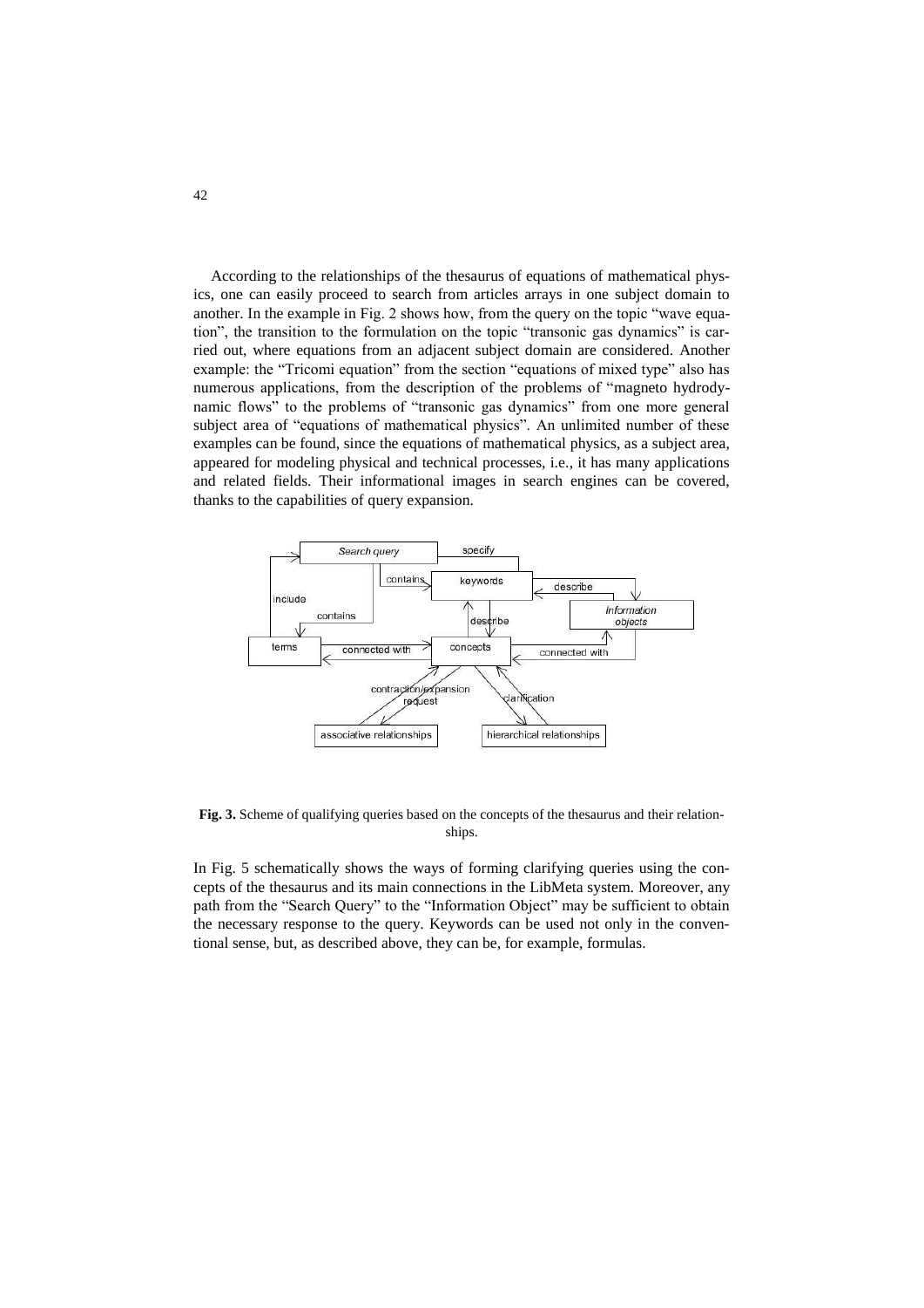According to the relationships of the thesaurus of equations of mathematical physics, one can easily proceed to search from articles arrays in one subject domain to another. In the example in Fig. 2 shows how, from the query on the topic "wave equation", the transition to the formulation on the topic "transonic gas dynamics" is carried out, where equations from an adjacent subject domain are considered. Another example: the "Tricomi equation" from the section "equations of mixed type" also has numerous applications, from the description of the problems of "magneto hydrodynamic flows" to the problems of "transonic gas dynamics" from one more general subject area of "equations of mathematical physics". An unlimited number of these examples can be found, since the equations of mathematical physics, as a subject area, appeared for modeling physical and technical processes, i.e., it has many applications and related fields. Their informational images in search engines can be covered, thanks to the capabilities of query expansion.

**Fig. 3.** Scheme of qualifying queries based on the concepts of the thesaurus and their relationships.

In Fig. 5 schematically shows the ways of forming clarifying queries using the concepts of the thesaurus and its main connections in the LibMeta system. Moreover, any path from the "Search Query" to the "Information Object" may be sufficient to obtain the necessary response to the query. Keywords can be used not only in the conventional sense, but, as described above, they can be, for example, formulas.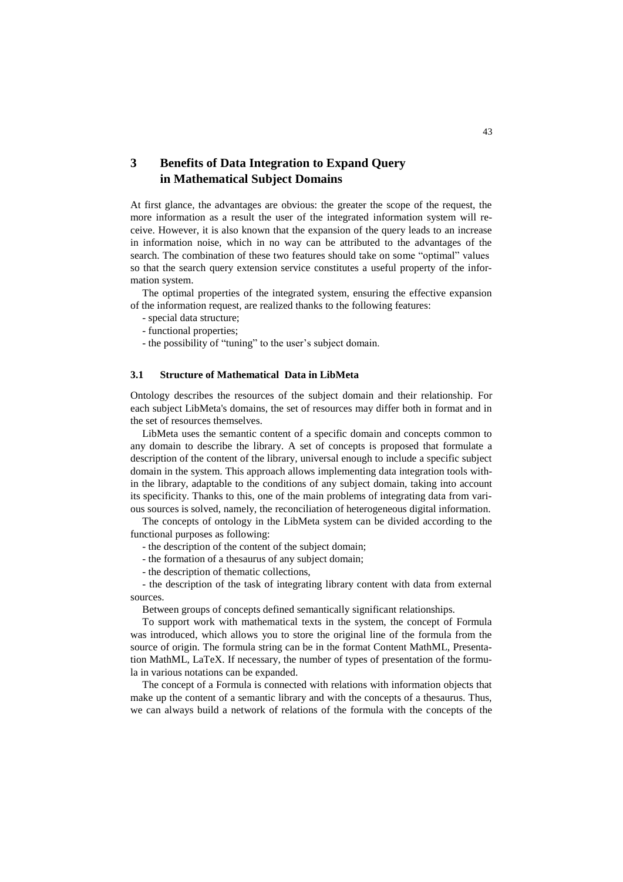# 3 Benefits of Data Integration to Expand Query in Mathematical Subject Domains

At first glance, the advantages are obvious: the greater the scope of the request, the more information as a result the user of the integrated information system will receive. However, it is also known that the expansion of the query leads to an increase in information noise, which in no way can be attributed to the advantages of the search. The combination of these two features should take on some "optimal" values so that the search query extension service constitutes a useful property of the information system.

The optimal properties of the integrated system, ensuring the effective expansion of the information request, are realized thanks to the following features:

- special data structure;
- functional properties;
- the possibility of "tuning" to the user's subject domain.

## 3.1 Structure of Mathematical Data in LibMeta

Ontology describes the resources of the subject domain and their relationship. For each subject LibMeta's domains, the set of resources may differ both in format and in the set of resources themselves.

LibMeta uses the semantic content of a specific domain and concepts common to any domain to describe the library. A set of concepts is proposed that formulate a description of the content of the library, universal enough to include a specific subject domain in the system. This approach allows implementing data integration tools within the library, adaptable to the conditions of any subject domain, taking into account its specificity. Thanks to this, one of the main problems of integrating data from various sources is solved, namely, the reconciliation of heterogeneous digital information.

The concepts of ontology in the LibMeta system can be divided according to the functional purposes as following:

- the description of the content of the subject domain;
- the formation of a thesaurus of any subject domain;
- the description of thematic collections,
- the description of the task of integrating library content with data from external sources.

Between groups of concepts defined semantically significant relationships.

To support work with mathematical texts in the system, the concept of Formula was introduced, which allows you to store the original line of the formula from the source of origin. The formula string can be in the format Content MathML, Presentation MathML, LaTeX. If necessary, the number of types of presentation of the formula in various notations can be expanded.

The concept of a Formula is connected with relations with information objects that make up the content of a semantic library and with the concepts of a thesaurus. Thus, we can always build a network of relations of the formula with the concepts of the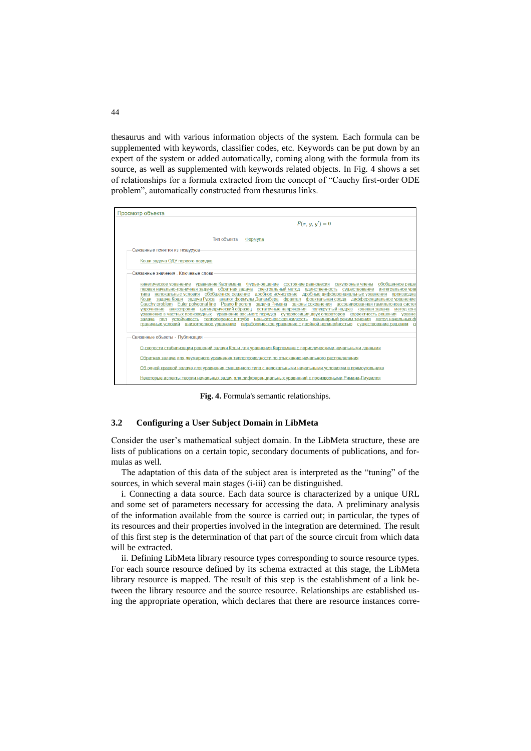thesaurus and with various information objects of the system. Each formula can be supplemented with keywords, classifier codes, etc. Keywords can be put down by an expert of the system or added automatically, coming along with the formula from its source, as well as supplemented with keywords related objects. In Fig. 4 shows a set of relationships for a formula extracted from the concept of "Cauchy first-order ODE problem", automatically constructed from thesaurus links.

**Fig. 4.** Formula's semantic relationships.

### 3.2 Configuring a User Subject Domain in LibMeta

Consider the user's mathematical subject domain. In the LibMeta structure, these are lists of publications on a certain topic, secondary documents of publications, and formulas as well.

The adaptation of this data of the subject area is interpreted as the "tuning" of the sources, in which several main stages (i-iii) can be distinguished.

i. Connecting a data source. Each data source is characterized by a unique URL and some set of parameters necessary for accessing the data. A preliminary analysis of the information available from the source is carried out; in particular, the types of its resources and their properties involved in the integration are determined. The result of this first step is the determination of that part of the source circuit from which data will be extracted.

ii. Defining LibMeta library resource types corresponding to source resource types. For each source resource defined by its schema extracted at this stage, the LibMeta library resource is mapped. The result of this step is the establishment of a link between the library resource and the source resource. Relationships are established using the appropriate operation, which declares that there are resource instances corre-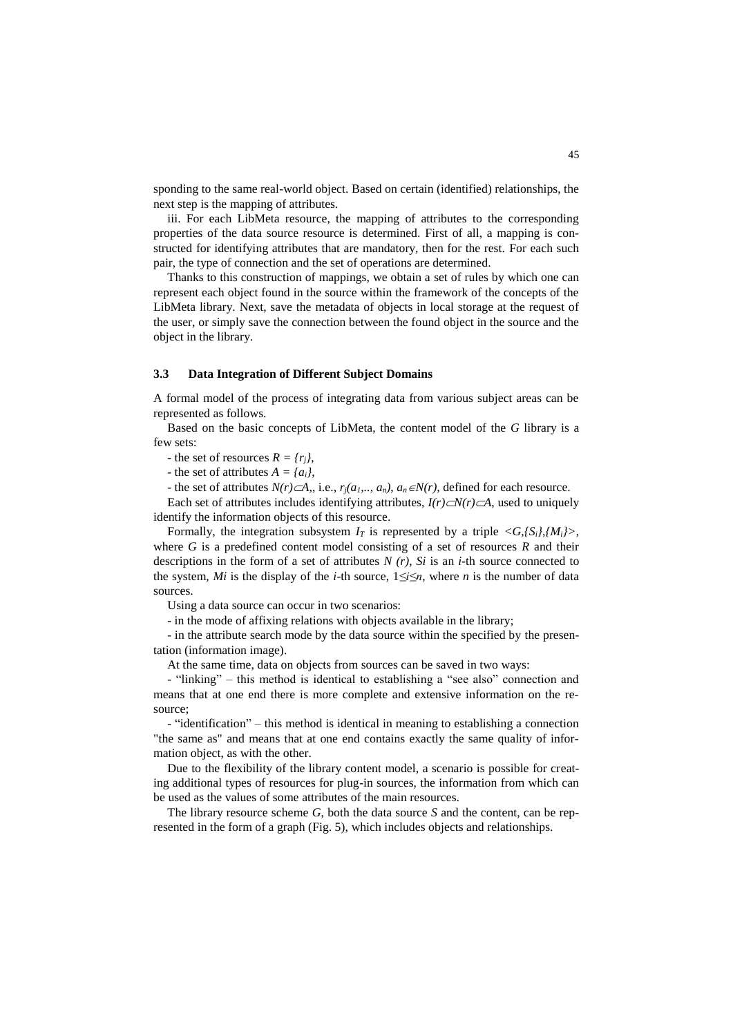sponding to the same real-world object. Based on certain (identified) relationships, the next step is the mapping of attributes.

iii. For each LibMeta resource, the mapping of attributes to the corresponding properties of the data source resource is determined. First of all, a mapping is constructed for identifying attributes that are mandatory, then for the rest. For each such pair, the type of connection and the set of operations are determined.

Thanks to this construction of mappings, we obtain a set of rules by which one can represent each object found in the source within the framework of the concepts of the LibMeta library. Next, save the metadata of objects in local storage at the request of the user, or simply save the connection between the found object in the source and the object in the library.

### 3.3 Data Integration of Different Subject Domains

A formal model of the process of integrating data from various subject areas can be represented as follows.

Based on the basic concepts of LibMeta, the content model of the *G* library is a few sets:

- the set of resources $R = \{r_j\}$,

- the set of attributes $A = \{a_i\}$,

- the set of attributes $N(r) \subset A$,, i.e., $r_j(a_1,.., a_n)$, $a_n \in N(r)$, defined for each resource.

Each set of attributes includes identifying attributes, $I(r) \subset N(r) \subset A$, used to uniquely identify the information objects of this resource.

Formally, the integration subsystem $I_T$ is represented by a triple $<G,\{S_i\},\{M_i\}>$, where *G* is a predefined content model consisting of a set of resources *R* and their descriptions in the form of a set of attributes *N (r)*, *Si* is an *i*-th source connected to the system, *Mi* is the display of the *i*-th source, $1 \leq i \leq n$, where *n* is the number of data sources.

Using a data source can occur in two scenarios:

- in the mode of affixing relations with objects available in the library;

- in the attribute search mode by the data source within the specified by the presentation (information image).

At the same time, data on objects from sources can be saved in two ways:

- "linking" – this method is identical to establishing a "see also" connection and means that at one end there is more complete and extensive information on the resource;

- "identification" – this method is identical in meaning to establishing a connection "the same as" and means that at one end contains exactly the same quality of information object, as with the other.

Due to the flexibility of the library content model, a scenario is possible for creating additional types of resources for plug-in sources, the information from which can be used as the values of some attributes of the main resources.

The library resource scheme *G*, both the data source *S* and the content, can be represented in the form of a graph (Fig. 5), which includes objects and relationships.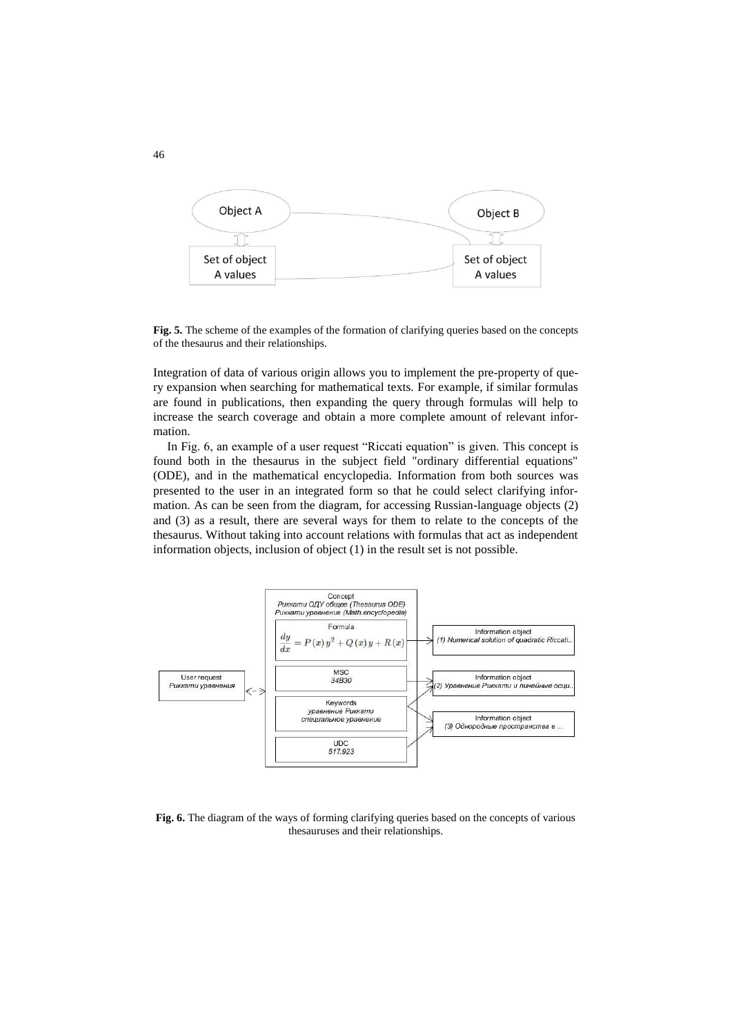**Fig. 5.** The scheme of the examples of the formation of clarifying queries based on the concepts of the thesaurus and their relationships.

Integration of data of various origin allows you to implement the pre-property of query expansion when searching for mathematical texts. For example, if similar formulas are found in publications, then expanding the query through formulas will help to increase the search coverage and obtain a more complete amount of relevant information.

In Fig. 6, an example of a user request "Riccati equation" is given. This concept is found both in the thesaurus in the subject field "ordinary differential equations" (ODE), and in the mathematical encyclopedia. Information from both sources was presented to the user in an integrated form so that he could select clarifying information. As can be seen from the diagram, for accessing Russian-language objects (2) and (3) as a result, there are several ways for them to relate to the concepts of the thesaurus. Without taking into account relations with formulas that act as independent information objects, inclusion of object (1) in the result set is not possible.

**Fig. 6.** The diagram of the ways of forming clarifying queries based on the concepts of various thesauruses and their relationships.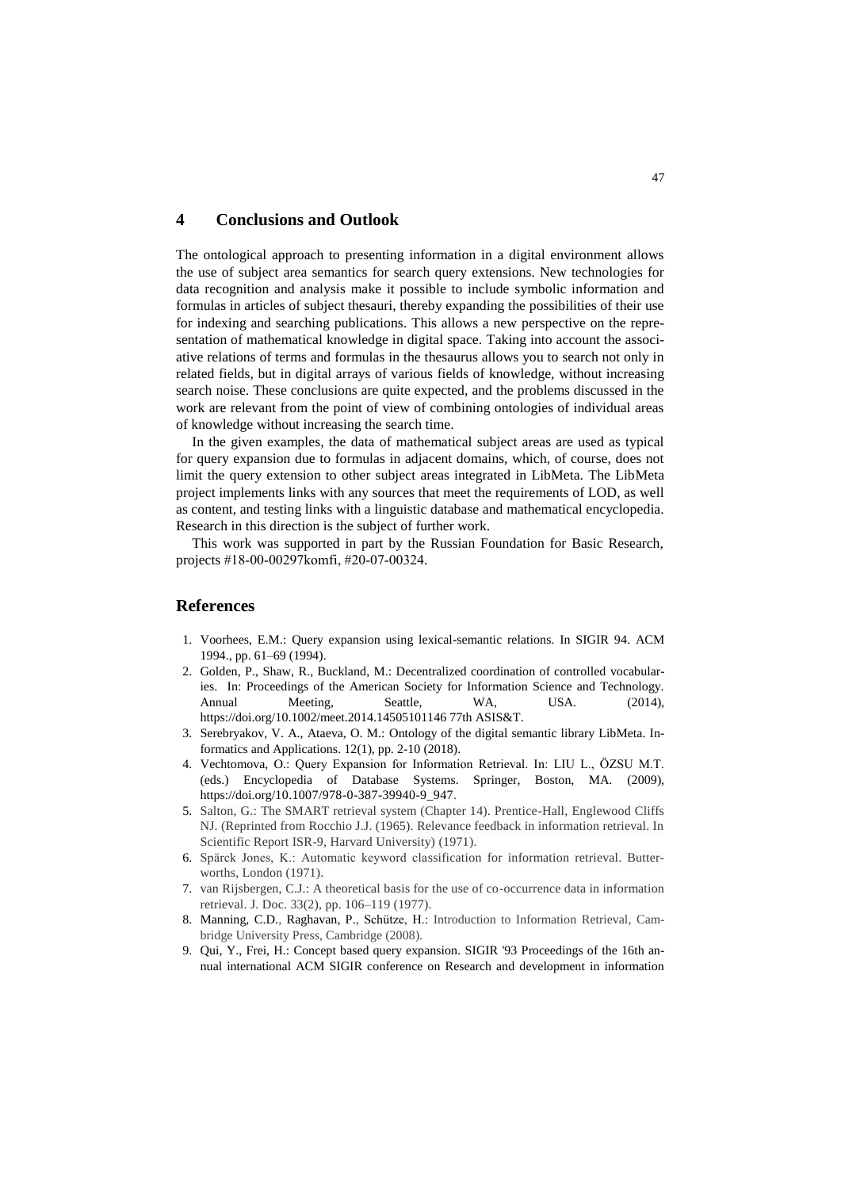## 4 Conclusions and Outlook

The ontological approach to presenting information in a digital environment allows the use of subject area semantics for search query extensions. New technologies for data recognition and analysis make it possible to include symbolic information and formulas in articles of subject thesauri, thereby expanding the possibilities of their use for indexing and searching publications. This allows a new perspective on the representation of mathematical knowledge in digital space. Taking into account the associative relations of terms and formulas in the thesaurus allows you to search not only in related fields, but in digital arrays of various fields of knowledge, without increasing search noise. These conclusions are quite expected, and the problems discussed in the work are relevant from the point of view of combining ontologies of individual areas of knowledge without increasing the search time.

In the given examples, the data of mathematical subject areas are used as typical for query expansion due to formulas in adjacent domains, which, of course, does not limit the query extension to other subject areas integrated in LibMeta. The LibMeta project implements links with any sources that meet the requirements of LOD, as well as content, and testing links with a linguistic database and mathematical encyclopedia. Research in this direction is the subject of further work.

This work was supported in part by the Russian Foundation for Basic Research, projects #18-00-00297komfi, #20-07-00324.

## References

1. Voorhees, E.M.: Query expansion using lexical-semantic relations. In SIGIR 94. ACM 1994., pp. 61–69 (1994).
2. Golden, P., Shaw, R., Buckland, M.: Decentralized coordination of controlled vocabularies. In: Proceedings of the American Society for Information Science and Technology. Annual Meeting, Seattle, WA, USA. (2014), https://doi.org/10.1002/meet.2014.14505101146 77th ASIS&T.
3. Serebryakov, V. A., Ataeva, O. M.: Ontology of the digital semantic library LibMeta. Informatics and Applications. 12(1), pp. 2-10 (2018).
4. Vechtomova, O.: Query Expansion for Information Retrieval. In: LIU L., ÖZSU M.T. (eds.) Encyclopedia of Database Systems. Springer, Boston, MA. (2009), https://doi.org/10.1007/978-0-387-39940-9_947.
5. Salton, G.: The SMART retrieval system (Chapter 14). Prentice-Hall, Englewood Cliffs NJ. (Reprinted from Rocchio J.J. (1965). Relevance feedback in information retrieval. In Scientific Report ISR-9, Harvard University) (1971).
6. Spärck Jones, K.: Automatic keyword classification for information retrieval. Butterworths, London (1971).
7. van Rijsbergen, C.J.: A theoretical basis for the use of co-occurrence data in information retrieval. J. Doc. 33(2), pp. 106–119 (1977).
8. Manning, C.D., Raghavan, P., Schütze, H.: Introduction to Information Retrieval, Cambridge University Press, Cambridge (2008).
9. Qui, Y., Frei, H.: Concept based query expansion. SIGIR '93 Proceedings of the 16th annual international ACM SIGIR conference on Research and development in information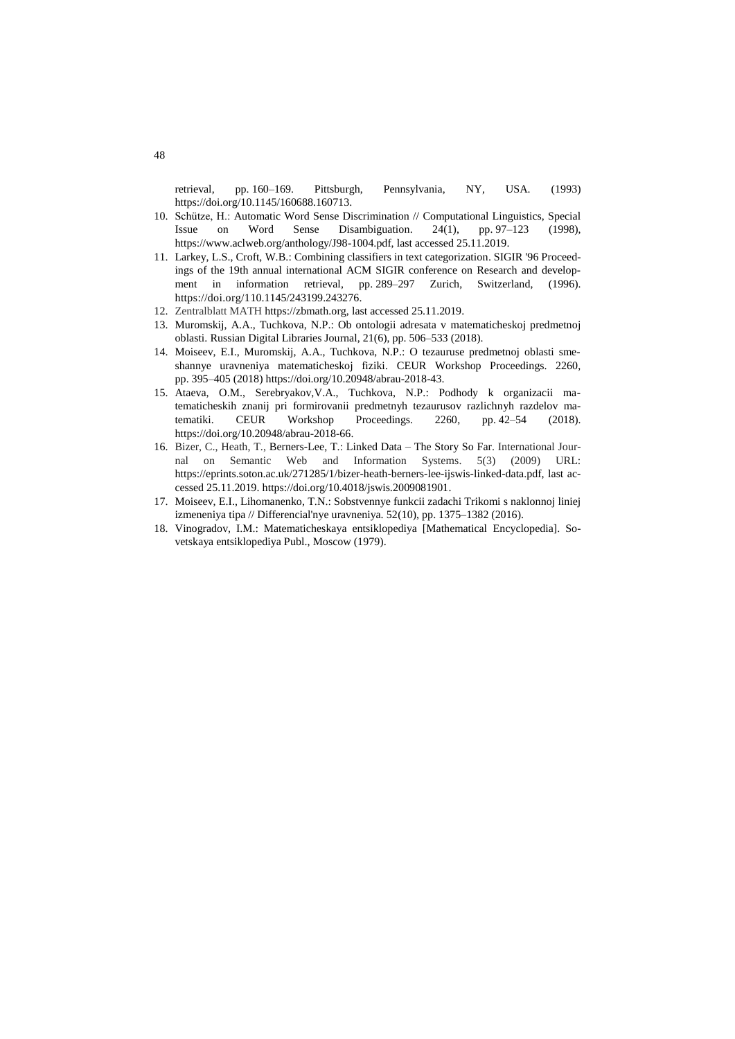retrieval, pp. 160–169. Pittsburgh, Pennsylvania, NY, USA. (1993) https://doi.org/10.1145/160688.160713.

10. Schütze, H.: Automatic Word Sense Discrimination // Computational Linguistics, Special Issue on Word Sense Disambiguation. 24(1), pp. 97–123 (1998), https://www.aclweb.org/anthology/J98-1004.pdf, last accessed 25.11.2019.
11. Larkey, L.S., Croft, W.B.: Combining classifiers in text categorization. SIGIR '96 Proceedings of the 19th annual international ACM SIGIR conference on Research and development in information retrieval, pp. 289–297 Zurich, Switzerland, (1996). https://doi.org/110.1145/243199.243276.
12. Zentralblatt MATH https://zbmath.org, last accessed 25.11.2019.
13. Muromskij, A.A., Tuchkova, N.P.: Ob ontologii adresata v matematicheskoj predmetnoj oblasti. Russian Digital Libraries Journal, 21(6), pp. 506–533 (2018).
14. Moiseev, E.I., Muromskij, A.A., Tuchkova, N.P.: O tezauruse predmetnoj oblasti smeshannye uravneniya matematicheskoj fiziki. CEUR Workshop Proceedings. 2260, pp. 395–405 (2018) https://doi.org/10.20948/abrau-2018-43.
15. Ataeva, O.M., Serebryakov,V.A., Tuchkova, N.P.: Podhody k organizacii matematicheskih znanij pri formirovanii predmetnyh tezaurusov razlichnyh razdelov matematiki. CEUR Workshop Proceedings. 2260, pp. 42–54 (2018). https://doi.org/10.20948/abrau-2018-66.
16. Bizer, C., Heath, T., Berners-Lee, T.: Linked Data – The Story So Far. International Journal on Semantic Web and Information Systems. 5(3) (2009) URL: https://eprints.soton.ac.uk/271285/1/bizer-heath-berners-lee-ijswis-linked-data.pdf, last accessed 25.11.2019. https://doi.org/10.4018/jswis.2009081901.
17. Moiseev, E.I., Lihomanenko, T.N.: Sobstvennye funkcii zadachi Trikomi s naklonnoj liniej izmeneniya tipa // Differencial'nye uravneniya. 52(10), pp. 1375–1382 (2016).
18. Vinogradov, I.M.: Matematicheskaya entsiklopediya [Mathematical Encyclopedia]. Sovetskaya entsiklopediya Publ., Moscow (1979).